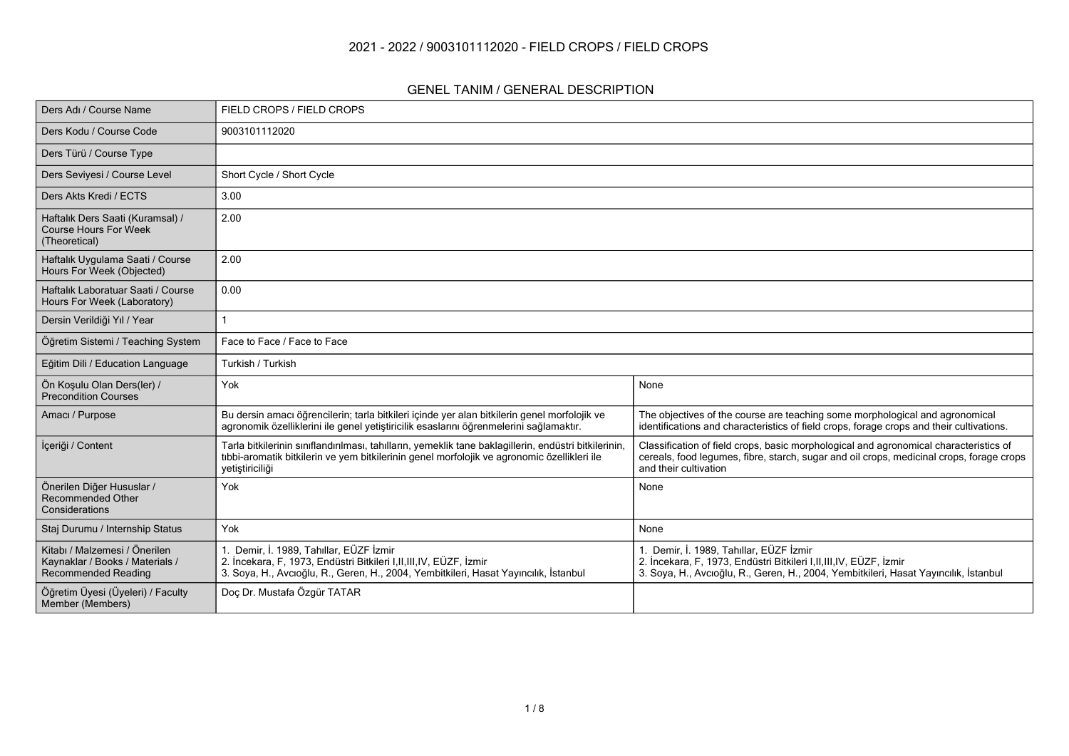# 2021 - 2022 / 9003101112020 - FIELD CROPS / FIELD CROPS

## GENEL TANIM / GENERAL DESCRIPTION

| | | |
|---|---|---|
| Ders Adı / Course Name | FIELD CROPS / FIELD CROPS | |
| Ders Kodu / Course Code | 9003101112020 | |
| Ders Türü / Course Type | | |
| Ders Seviyesi / Course Level | Short Cycle / Short Cycle | |
| Ders Akts Kredi / ECTS | 3.00 | |
| Haftalık Ders Saati (Kuramsal) / Course Hours For Week (Theoretical) | 2.00 | |
| Haftalık Uygulama Saati / Course Hours For Week (Objected) | 2.00 | |
| Haftalık Laboratuar Saati / Course Hours For Week (Laboratory) | 0.00 | |
| Dersin Verildiği Yıl / Year | 1 | |
| Öğretim Sistemi / Teaching System | Face to Face / Face to Face | |
| Eğitim Dili / Education Language | Turkish / Turkish | |
| Ön Koşulu Olan Ders(ler) / Precondition Courses | Yok | None |
| Amacı / Purpose | Bu dersin amacı öğrencilerin; tarla bitkileri içinde yer alan bitkilerin genel morfolojik ve agronomik özelliklerini ile genel yetiştiricilik esaslarını öğrenmelerini sağlamaktır. | The objectives of the course are teaching some morphological and agronomical identifications and characteristics of field crops, forage crops and their cultivations. |
| İçeriği / Content | Tarla bitkilerinin sınıflandırılması, tahılların, yemeklik tane baklagillerin, endüstri bitkilerinin, tıbbi-aromatik bitkilerin ve yem bitkilerinin genel morfolojik ve agronomic özellikleri ile yetiştiriciliği | Classification of field crops, basic morphological and agronomical characteristics of cereals, food legumes, fibre, starch, sugar and oil crops, medicinal crops, forage crops and their cultivation |
| Önerilen Diğer Hususlar / Recommended Other Considerations | Yok | None |
| Staj Durumu / Internship Status | Yok | None |
| Kitabı / Malzemesi / Önerilen Kaynaklar / Books / Materials / Recommended Reading | 1. Demir, İ. 1989, Tahıllar, EÜZF İzmir<br>2. İncekara, F, 1973, Endüstri Bitkileri I,II,III,IV, EÜZF, İzmir<br>3. Soya, H., Avcıoğlu, R., Geren, H., 2004, Yembitkileri, Hasat Yayıncılık, İstanbul | 1. Demir, İ. 1989, Tahıllar, EÜZF İzmir<br>2. İncekara, F, 1973, Endüstri Bitkileri I,II,III,IV, EÜZF, İzmir<br>3. Soya, H., Avcıoğlu, R., Geren, H., 2004, Yembitkileri, Hasat Yayıncılık, İstanbul |
| Öğretim Üyesi (Üyeleri) / Faculty Member (Members) | Doç Dr. Mustafa Özgür TATAR | |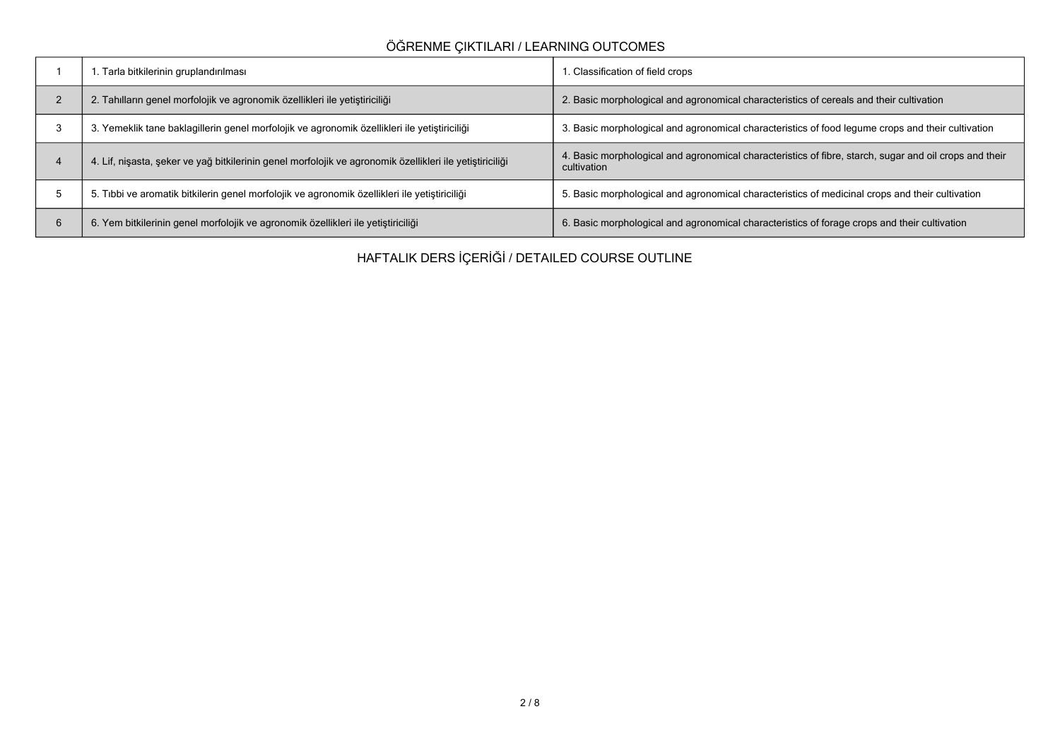## ÖĞRENME ÇIKTILARI / LEARNING OUTCOMES

| | | |
|---|---|---|
| 1 | 1. Tarla bitkilerinin gruplandırılması | 1. Classification of field crops |
| 2 | 2. Tahılların genel morfolojik ve agronomik özellikleri ile yetiştiriciliği | 2. Basic morphological and agronomical characteristics of cereals and their cultivation |
| 3 | 3. Yemeklik tane baklagillerin genel morfolojik ve agronomik özellikleri ile yetiştiriciliği | 3. Basic morphological and agronomical characteristics of food legume crops and their cultivation |
| 4 | 4. Lif, nişasta, şeker ve yağ bitkilerinin genel morfolojik ve agronomik özellikleri ile yetiştiriciliği | 4. Basic morphological and agronomical characteristics of fibre, starch, sugar and oil crops and their cultivation |
| 5 | 5. Tıbbi ve aromatik bitkilerin genel morfolojik ve agronomik özellikleri ile yetiştiriciliği | 5. Basic morphological and agronomical characteristics of medicinal crops and their cultivation |
| 6 | 6. Yem bitkilerinin genel morfolojik ve agronomik özellikleri ile yetiştiriciliği | 6. Basic morphological and agronomical characteristics of forage crops and their cultivation |

## HAFTALIK DERS İÇERİĞİ / DETAILED COURSE OUTLINE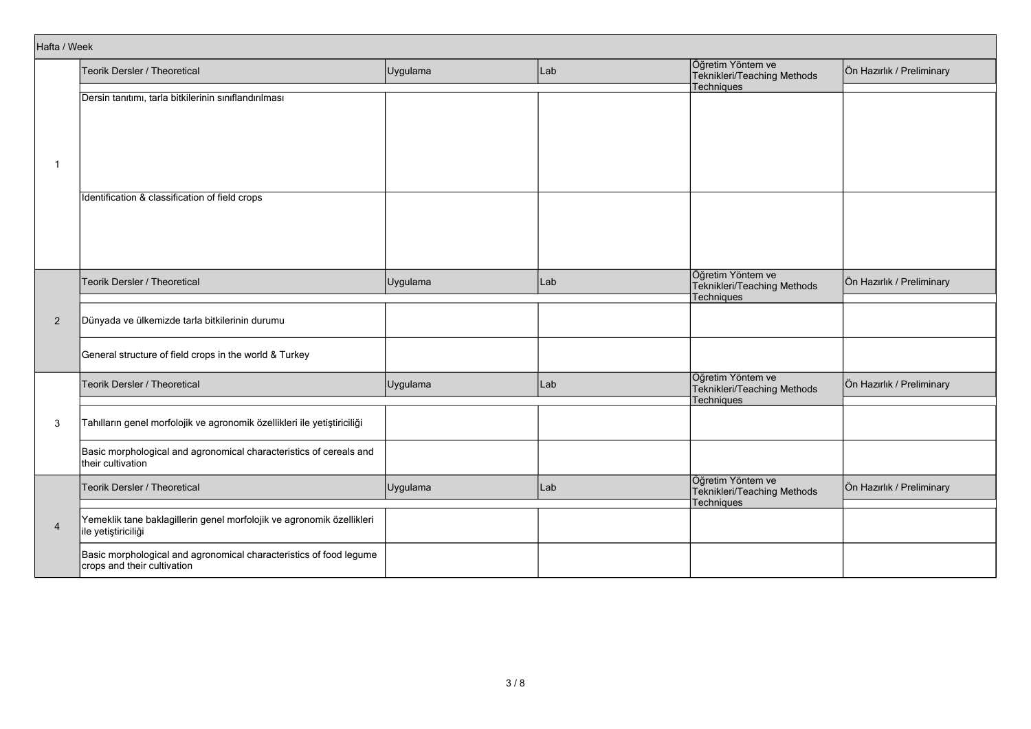| Hafta / Week | Teorik Dersler / Theoretical | Uygulama | Lab | Öğretim Yöntem ve Teknikleri/Teaching Methods Techniques | Ön Hazırlık / Preliminary |
|---|---|---|---|---|---|
| 1 | Dersin tanıtımı, tarla bitkilerinin sınıflandırılması | | | | |
| | Identification & classification of field crops | | | | |
| 2 | Dünyada ve ülkemizde tarla bitkilerinin durumu | | | | |
| | General structure of field crops in the world & Turkey | | | | |
| 3 | Tahılların genel morfolojik ve agronomik özellikleri ile yetiştiriciliği | | | | |
| | Basic morphological and agronomical characteristics of cereals and their cultivation | | | | |
| 4 | Yemeklik tane baklagillerin genel morfolojik ve agronomik özellikleri ile yetiştiriciliği | | | | |
| | Basic morphological and agronomical characteristics of food legume crops and their cultivation | | | | |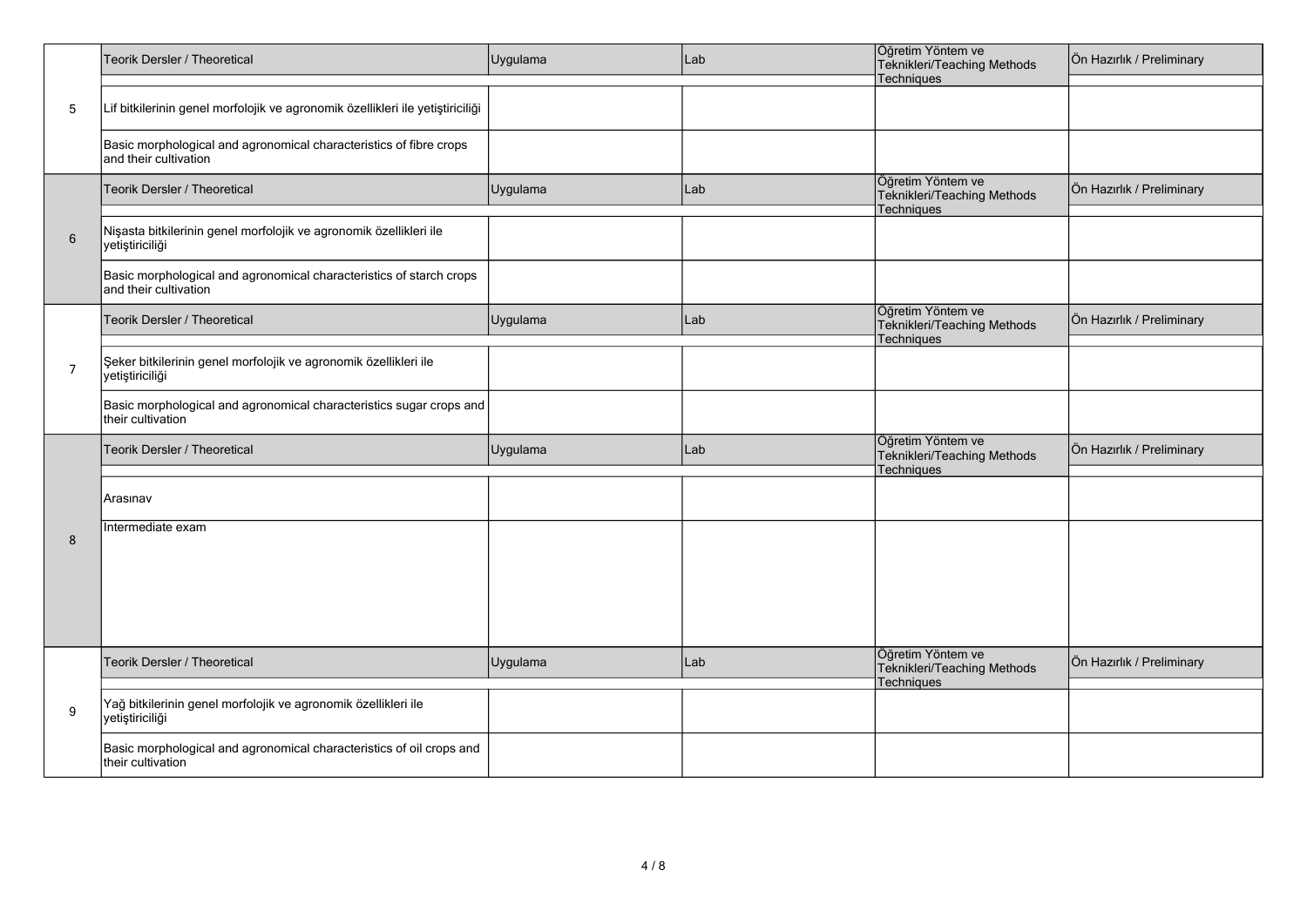| | Teorik Dersler / Theoretical | Uygulama | Lab | Öğretim Yöntem ve Teknikleri/Teaching Methods Techniques | Ön Hazırlık / Preliminary |
|---|---|---|---|---|---|
| 5 | Lif bitkilerinin genel morfolojik ve agronomik özellikleri ile yetiştiriciliği | | | | |
| | Basic morphological and agronomical characteristics of fibre crops and their cultivation | | | | |
| | Teorik Dersler / Theoretical | Uygulama | Lab | Öğretim Yöntem ve Teknikleri/Teaching Methods Techniques | Ön Hazırlık / Preliminary |
| 6 | Nişasta bitkilerinin genel morfolojik ve agronomik özellikleri ile yetiştiriciliği | | | | |
| | Basic morphological and agronomical characteristics of starch crops and their cultivation | | | | |
| | Teorik Dersler / Theoretical | Uygulama | Lab | Öğretim Yöntem ve Teknikleri/Teaching Methods Techniques | Ön Hazırlık / Preliminary |
| 7 | Şeker bitkilerinin genel morfolojik ve agronomik özellikleri ile yetiştiriciliği | | | | |
| | Basic morphological and agronomical characteristics sugar crops and their cultivation | | | | |
| | Teorik Dersler / Theoretical | Uygulama | Lab | Öğretim Yöntem ve Teknikleri/Teaching Methods Techniques | Ön Hazırlık / Preliminary |
| 8 | Arasınav | | | | |
| | Intermediate exam | | | | |
| | Teorik Dersler / Theoretical | Uygulama | Lab | Öğretim Yöntem ve Teknikleri/Teaching Methods Techniques | Ön Hazırlık / Preliminary |
| 9 | Yağ bitkilerinin genel morfolojik ve agronomik özellikleri ile yetiştiriciliği | | | | |
| | Basic morphological and agronomical characteristics of oil crops and their cultivation | | | | |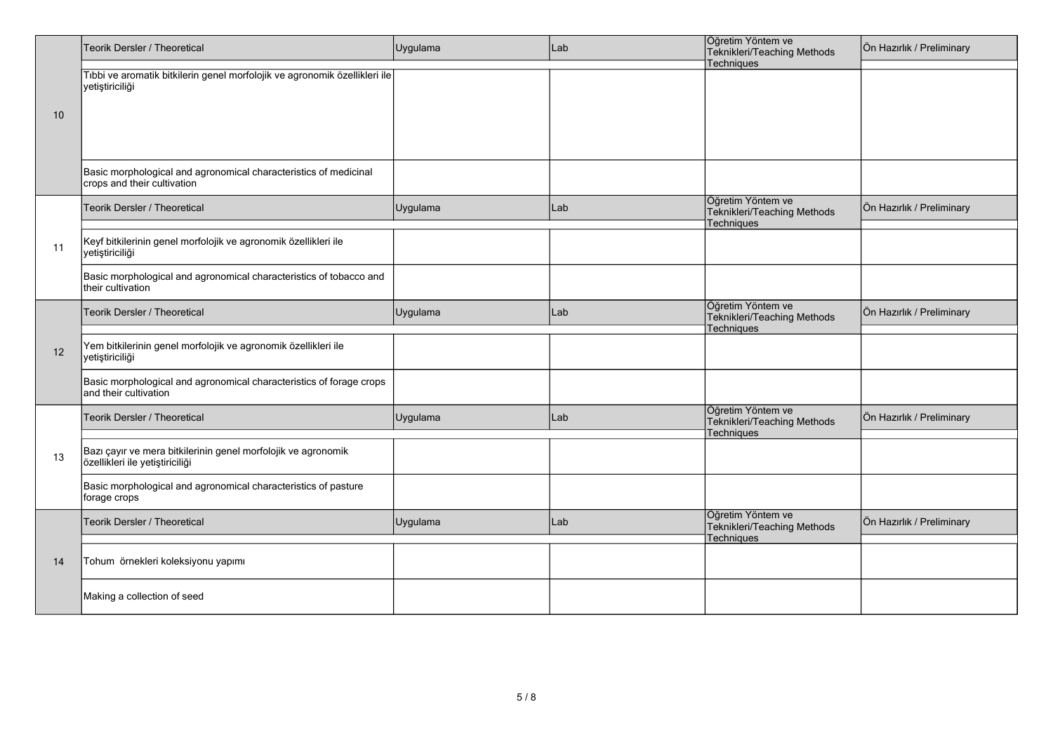| Hafta | Teorik Dersler / Theoretical | Uygulama | Lab | Öğretim Yöntem ve Teknikleri/Teaching Methods Techniques | Ön Hazırlık / Preliminary |
|---|---|---|---|---|---|
| 10 | Tıbbi ve aromatik bitkilerin genel morfolojik ve agronomik özellikleri ile yetiştiriciliği | | | | |
| | Basic morphological and agronomical characteristics of medicinal crops and their cultivation | | | | |
| 11 | Keyf bitkilerinin genel morfolojik ve agronomik özellikleri ile yetiştiriciliği | | | | |
| | Basic morphological and agronomical characteristics of tobacco and their cultivation | | | | |
| 12 | Yem bitkilerinin genel morfolojik ve agronomik özellikleri ile yetiştiriciliği | | | | |
| | Basic morphological and agronomical characteristics of forage crops and their cultivation | | | | |
| 13 | Bazı çayır ve mera bitkilerinin genel morfolojik ve agronomik özellikleri ile yetiştiriciliği | | | | |
| | Basic morphological and agronomical characteristics of pasture forage crops | | | | |
| 14 | Tohum örnekleri koleksiyonu yapımı | | | | |
| | Making a collection of seed | | | | |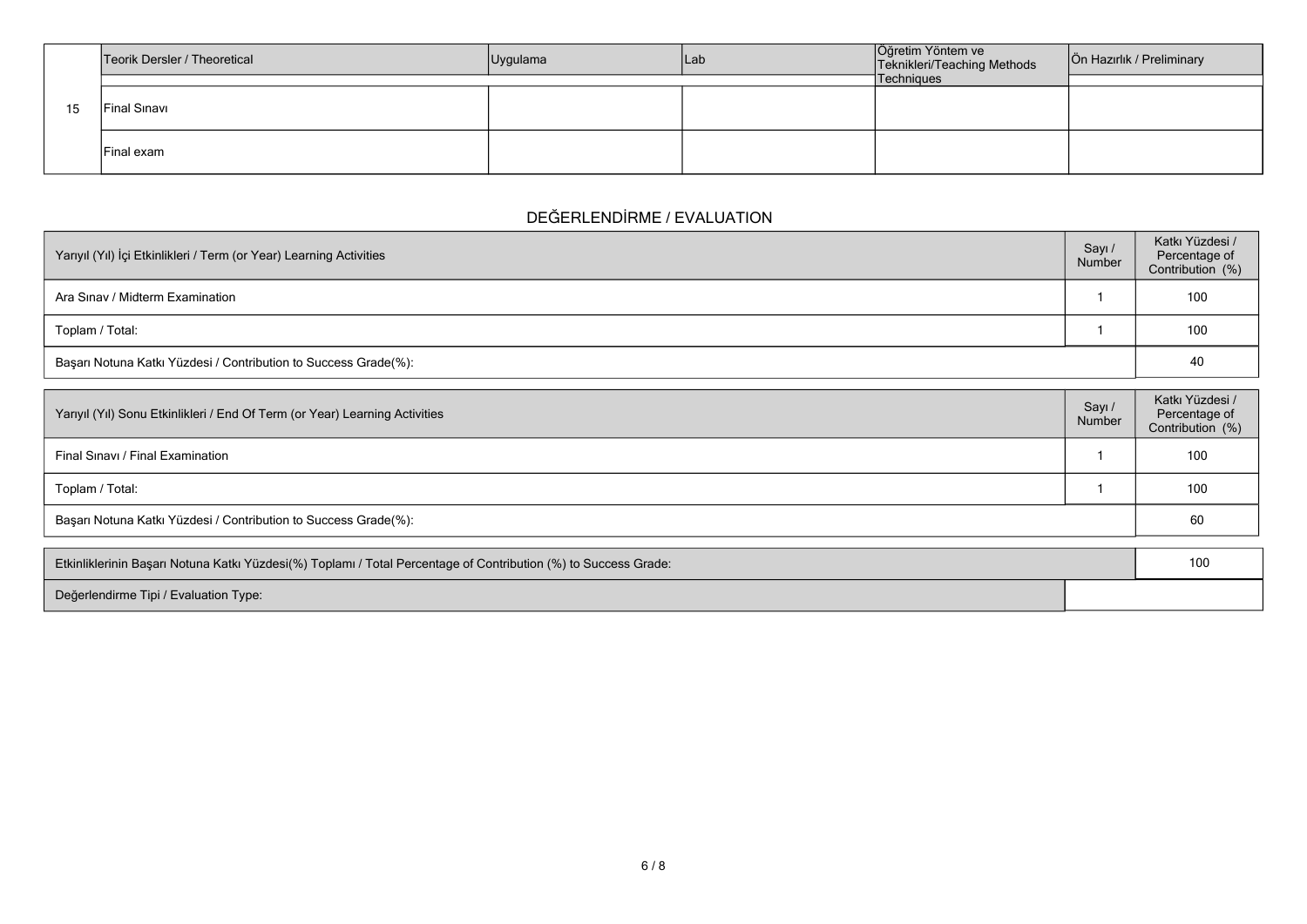| | Teorik Dersler / Theoretical | Uygulama | Lab | Öğretim Yöntem ve Teknikleri/Teaching Methods Techniques | Ön Hazırlık / Preliminary |
|---|---|---|---|---|---|
| 15 | Final Sınavı | | | | |
| | Final exam | | | | |

## DEĞERLENDİRME / EVALUATION

| Yarıyıl (Yıl) İçi Etkinlikleri / Term (or Year) Learning Activities | Sayı / Number | Katkı Yüzdesi / Percentage of Contribution (%) |
|---|---|---|
| Ara Sınav / Midterm Examination | 1 | 100 |
| Toplam / Total: | 1 | 100 |
| Başarı Notuna Katkı Yüzdesi / Contribution to Success Grade(%): | | 40 |

| Yarıyıl (Yıl) Sonu Etkinlikleri / End Of Term (or Year) Learning Activities | Sayı / Number | Katkı Yüzdesi / Percentage of Contribution (%) |
|---|---|---|
| Final Sınavı / Final Examination | 1 | 100 |
| Toplam / Total: | 1 | 100 |
| Başarı Notuna Katkı Yüzdesi / Contribution to Success Grade(%): | | 60 |

| Etkinliklerinin Başarı Notuna Katkı Yüzdesi(%) Toplamı / Total Percentage of Contribution (%) to Success Grade: | 100 |
|---|---|
| Değerlendirme Tipi / Evaluation Type: | |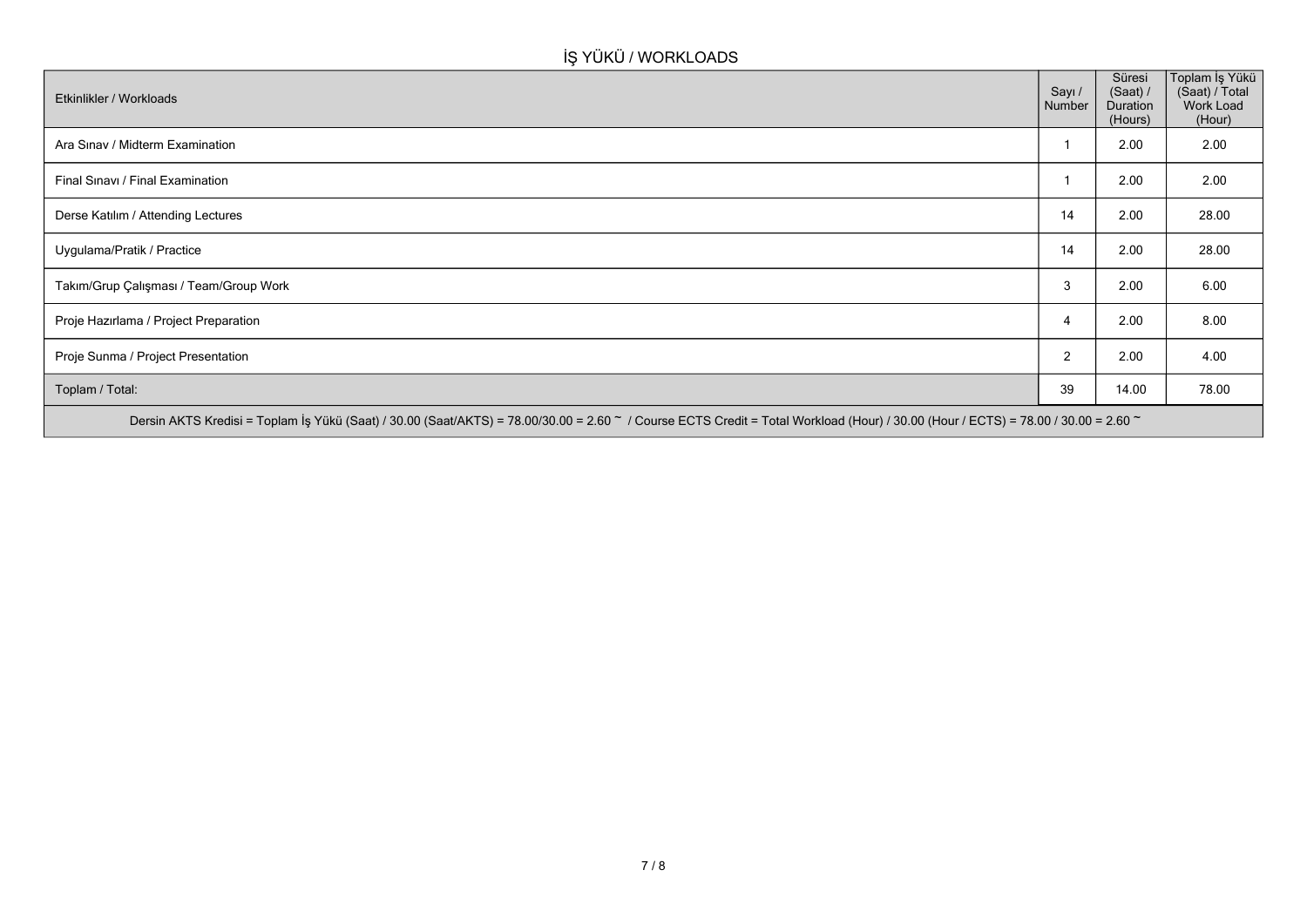## İŞ YÜKÜ / WORKLOADS

| Etkinlikler / Workloads | Sayı / Number | Süresi (Saat) / Duration (Hours) | Toplam İş Yükü (Saat) / Total Work Load (Hour) |
|---|---|---|---|
| Ara Sınav / Midterm Examination | 1 | 2.00 | 2.00 |
| Final Sınavı / Final Examination | 1 | 2.00 | 2.00 |
| Derse Katılım / Attending Lectures | 14 | 2.00 | 28.00 |
| Uygulama/Pratik / Practice | 14 | 2.00 | 28.00 |
| Takım/Grup Çalışması / Team/Group Work | 3 | 2.00 | 6.00 |
| Proje Hazırlama / Project Preparation | 4 | 2.00 | 8.00 |
| Proje Sunma / Project Presentation | 2 | 2.00 | 4.00 |
| Toplam / Total: | 39 | 14.00 | 78.00 |

Dersin AKTS Kredisi = Toplam İş Yükü (Saat) / 30.00 (Saat/AKTS) = 78.00/30.00 = 2.60 ~ / Course ECTS Credit = Total Workload (Hour) / 30.00 (Hour / ECTS) = 78.00 / 30.00 = 2.60 ~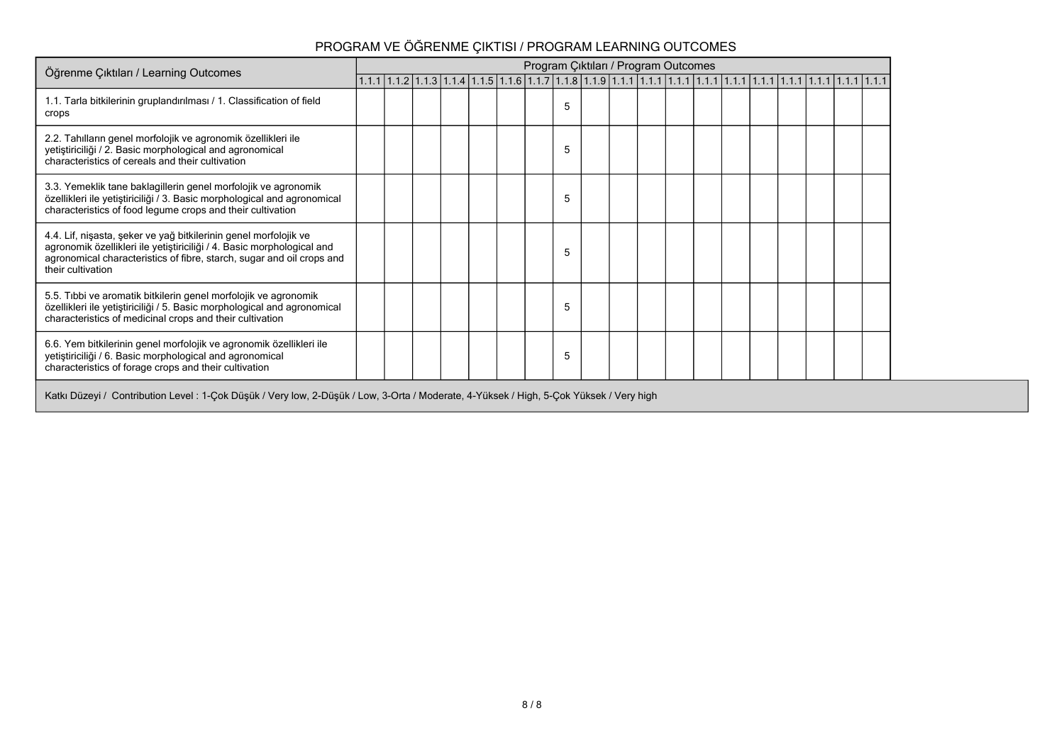## PROGRAM VE ÖĞRENME ÇIKTISI / PROGRAM LEARNING OUTCOMES

| Öğrenme Çıktıları / Learning Outcomes | Program Çıktıları / Program Outcomes | | | | | | | | | | | | | | | | | | |
|---|---|---|---|---|---|---|---|---|---|---|---|---|---|---|---|---|---|---|---|
| | 1.1.1 | 1.1.2 | 1.1.3 | 1.1.4 | 1.1.5 | 1.1.6 | 1.1.7 | 1.1.8 | 1.1.9 | 1.1.1 | 1.1.1 | 1.1.1 | 1.1.1 | 1.1.1 | 1.1.1 | 1.1.1 | 1.1.1 | 1.1.1 | 1.1.1 |
| 1.1. Tarla bitkilerinin gruplandırılması / 1. Classification of field crops | | | | | | | | 5 | | | | | | | | | | | |
| 2.2. Tahılların genel morfolojik ve agronomik özellikleri ile yetiştiriciliği / 2. Basic morphological and agronomical characteristics of cereals and their cultivation | | | | | | | | 5 | | | | | | | | | | | |
| 3.3. Yemeklik tane baklagillerin genel morfolojik ve agronomik özellikleri ile yetiştiriciliği / 3. Basic morphological and agronomical characteristics of food legume crops and their cultivation | | | | | | | | 5 | | | | | | | | | | | |
| 4.4. Lif, nişasta, şeker ve yağ bitkilerinin genel morfolojik ve agronomik özellikleri ile yetiştiriciliği / 4. Basic morphological and agronomical characteristics of fibre, starch, sugar and oil crops and their cultivation | | | | | | | | 5 | | | | | | | | | | | |
| 5.5. Tıbbi ve aromatik bitkilerin genel morfolojik ve agronomik özellikleri ile yetiştiriciliği / 5. Basic morphological and agronomical characteristics of medicinal crops and their cultivation | | | | | | | | 5 | | | | | | | | | | | |
| 6.6. Yem bitkilerinin genel morfolojik ve agronomik özellikleri ile yetiştiriciliği / 6. Basic morphological and agronomical characteristics of forage crops and their cultivation | | | | | | | | 5 | | | | | | | | | | | |

Katkı Düzeyi / Contribution Level : 1-Çok Düşük / Very low, 2-Düşük / Low, 3-Orta / Moderate, 4-Yüksek / High, 5-Çok Yüksek / Very high